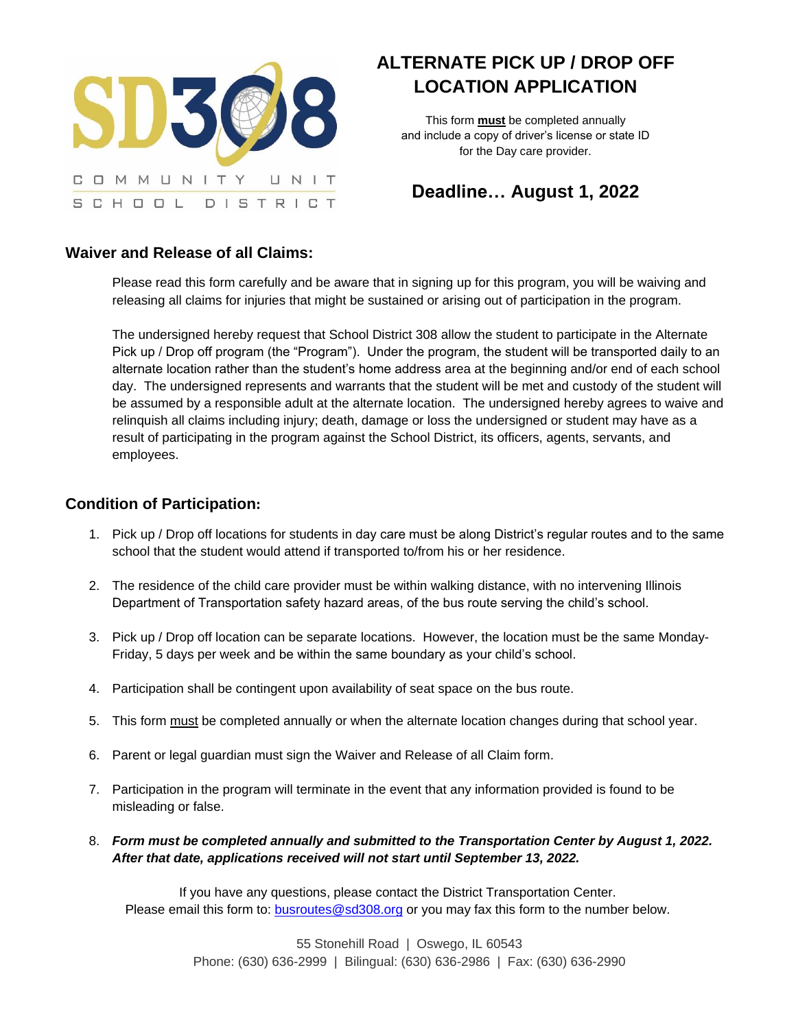SD308

COMMUNITY UNIT SCHOOL DISTRICT

# ALTERNATE PICK UP / DROP OFF LOCATION APPLICATION

This form **must** be completed annually and include a copy of driver's license or state ID for the Day care provider.

## Deadline… August 1, 2022

## Waiver and Release of all Claims:

Please read this form carefully and be aware that in signing up for this program, you will be waiving and releasing all claims for injuries that might be sustained or arising out of participation in the program.

The undersigned hereby request that School District 308 allow the student to participate in the Alternate Pick up / Drop off program (the "Program"). Under the program, the student will be transported daily to an alternate location rather than the student's home address area at the beginning and/or end of each school day. The undersigned represents and warrants that the student will be met and custody of the student will be assumed by a responsible adult at the alternate location. The undersigned hereby agrees to waive and relinquish all claims including injury; death, damage or loss the undersigned or student may have as a result of participating in the program against the School District, its officers, agents, servants, and employees.

## Condition of Participation:

1. Pick up / Drop off locations for students in day care must be along District's regular routes and to the same school that the student would attend if transported to/from his or her residence.
2. The residence of the child care provider must be within walking distance, with no intervening Illinois Department of Transportation safety hazard areas, of the bus route serving the child's school.
3. Pick up / Drop off location can be separate locations. However, the location must be the same Monday-Friday, 5 days per week and be within the same boundary as your child's school.
4. Participation shall be contingent upon availability of seat space on the bus route.
5. This form must be completed annually or when the alternate location changes during that school year.
6. Parent or legal guardian must sign the Waiver and Release of all Claim form.
7. Participation in the program will terminate in the event that any information provided is found to be misleading or false.
8. ***Form must be completed annually and submitted to the Transportation Center by August 1, 2022. After that date, applications received will not start until September 13, 2022.***

If you have any questions, please contact the District Transportation Center.
Please email this form to: busroutes@sd308.org or you may fax this form to the number below.

55 Stonehill Road | Oswego, IL 60543
Phone: (630) 636-2999 | Bilingual: (630) 636-2986 | Fax: (630) 636-2990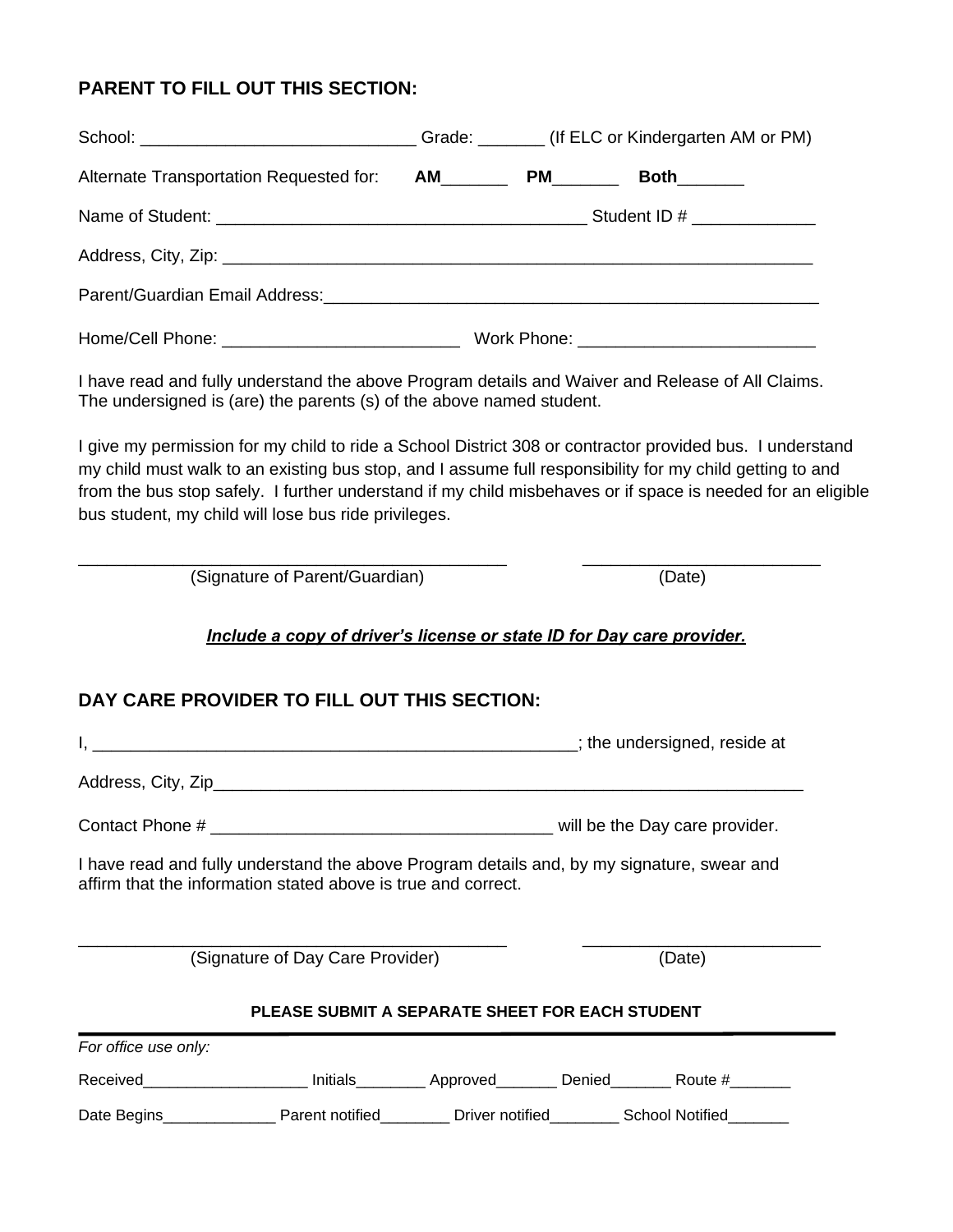## PARENT TO FILL OUT THIS SECTION:

School: _____________________________ Grade: _______ (If ELC or Kindergarten AM or PM)

Alternate Transportation Requested for: **AM**_______ **PM**_______ **Both**_______

Name of Student: _______________________________________ Student ID # _____________

Address, City, Zip: _________________________________________________________________

Parent/Guardian Email Address:_____________________________________________________

Home/Cell Phone: _________________________ Work Phone: _________________________

I have read and fully understand the above Program details and Waiver and Release of All Claims. The undersigned is (are) the parents (s) of the above named student.

I give my permission for my child to ride a School District 308 or contractor provided bus. I understand my child must walk to an existing bus stop, and I assume full responsibility for my child getting to and from the bus stop safely. I further understand if my child misbehaves or if space is needed for an eligible bus student, my child will lose bus ride privileges.

_____________________________________________ _________________________
(Signature of Parent/Guardian) (Date)

***Include a copy of driver's license or state ID for Day care provider.***

## DAY CARE PROVIDER TO FILL OUT THIS SECTION:

I, ___________________________________________________; the undersigned, reside at

Address, City, Zip_________________________________________________________________

Contact Phone # ____________________________________ will be the Day care provider.

I have read and fully understand the above Program details and, by my signature, swear and affirm that the information stated above is true and correct.

_____________________________________________ _________________________
(Signature of Day Care Provider) (Date)

**PLEASE SUBMIT A SEPARATE SHEET FOR EACH STUDENT**

---

*For office use only:*

Received___________________ Initials________ Approved_______ Denied_______ Route #_______

Date Begins_____________ Parent notified________ Driver notified________ School Notified_______